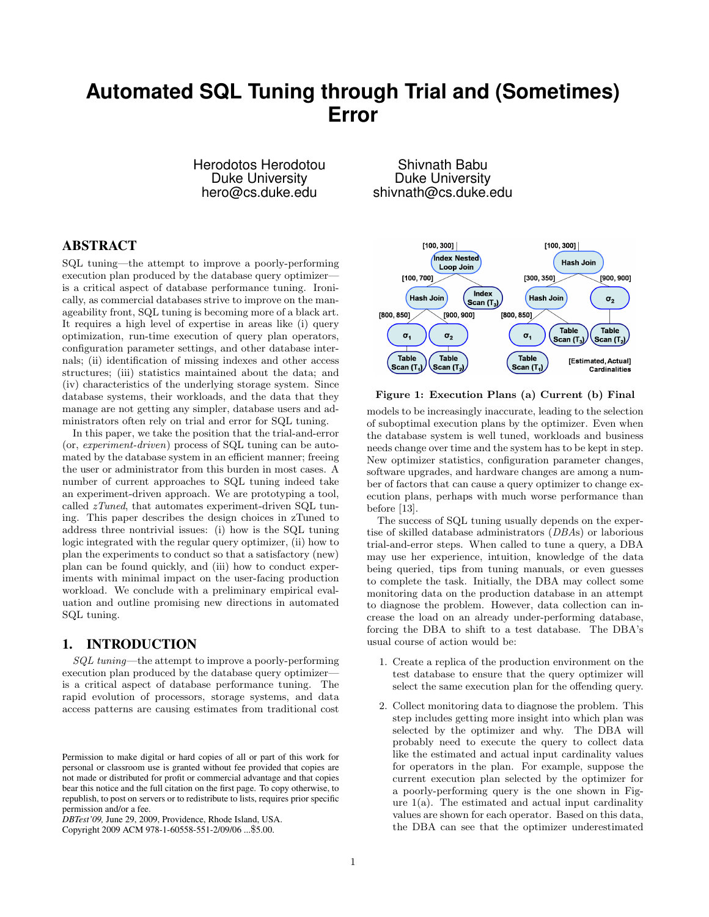# Automated SQL Tuning through Trial and (Sometimes) Error

Herodotos Herodotou
Duke University
hero@cs.duke.edu

Shivnath Babu
Duke University
shivnath@cs.duke.edu

## ABSTRACT

SQL tuning—the attempt to improve a poorly-performing execution plan produced by the database query optimizer—is a critical aspect of database performance tuning. Ironically, as commercial databases strive to improve on the manageability front, SQL tuning is becoming more of a black art. It requires a high level of expertise in areas like (i) query optimization, run-time execution of query plan operators, configuration parameter settings, and other database internals; (ii) identification of missing indexes and other access structures; (iii) statistics maintained about the data; and (iv) characteristics of the underlying storage system. Since database systems, their workloads, and the data that they manage are not getting any simpler, database users and administrators often rely on trial and error for SQL tuning.

In this paper, we take the position that the trial-and-error (or, *experiment-driven*) process of SQL tuning can be automated by the database system in an efficient manner; freeing the user or administrator from this burden in most cases. A number of current approaches to SQL tuning indeed take an experiment-driven approach. We are prototyping a tool, called *zTuned*, that automates experiment-driven SQL tuning. This paper describes the design choices in zTuned to address three nontrivial issues: (i) how is the SQL tuning logic integrated with the regular query optimizer, (ii) how to plan the experiments to conduct so that a satisfactory (new) plan can be found quickly, and (iii) how to conduct experiments with minimal impact on the user-facing production workload. We conclude with a preliminary empirical evaluation and outline promising new directions in automated SQL tuning.

## 1. INTRODUCTION

*SQL tuning*—the attempt to improve a poorly-performing execution plan produced by the database query optimizer—is a critical aspect of database performance tuning. The rapid evolution of processors, storage systems, and data access patterns are causing estimates from traditional cost models to be increasingly inaccurate, leading to the selection of suboptimal execution plans by the optimizer. Even when the database system is well tuned, workloads and business needs change over time and the system has to be kept in step. New optimizer statistics, configuration parameter changes, software upgrades, and hardware changes are among a number of factors that can cause a query optimizer to change execution plans, perhaps with much worse performance than before [13].

**Figure 1: Execution Plans (a) Current (b) Final**

The success of SQL tuning usually depends on the expertise of skilled database administrators (*DBA*s) or laborious trial-and-error steps. When called to tune a query, a DBA may use her experience, intuition, knowledge of the data being queried, tips from tuning manuals, or even guesses to complete the task. Initially, the DBA may collect some monitoring data on the production database in an attempt to diagnose the problem. However, data collection can increase the load on an already under-performing database, forcing the DBA to shift to a test database. The DBA's usual course of action would be:

1. Create a replica of the production environment on the test database to ensure that the query optimizer will select the same execution plan for the offending query.

2. Collect monitoring data to diagnose the problem. This step includes getting more insight into which plan was selected by the optimizer and why. The DBA will probably need to execute the query to collect data like the estimated and actual input cardinality values for operators in the plan. For example, suppose the current execution plan selected by the optimizer for a poorly-performing query is the one shown in Figure 1(a). The estimated and actual input cardinality values are shown for each operator. Based on this data, the DBA can see that the optimizer underestimated

Permission to make digital or hard copies of all or part of this work for personal or classroom use is granted without fee provided that copies are not made or distributed for profit or commercial advantage and that copies bear this notice and the full citation on the first page. To copy otherwise, to republish, to post on servers or to redistribute to lists, requires prior specific permission and/or a fee.
*DBTest'09*, June 29, 2009, Providence, Rhode Island, USA.
Copyright 2009 ACM 978-1-60558-551-2/09/06 ...$5.00.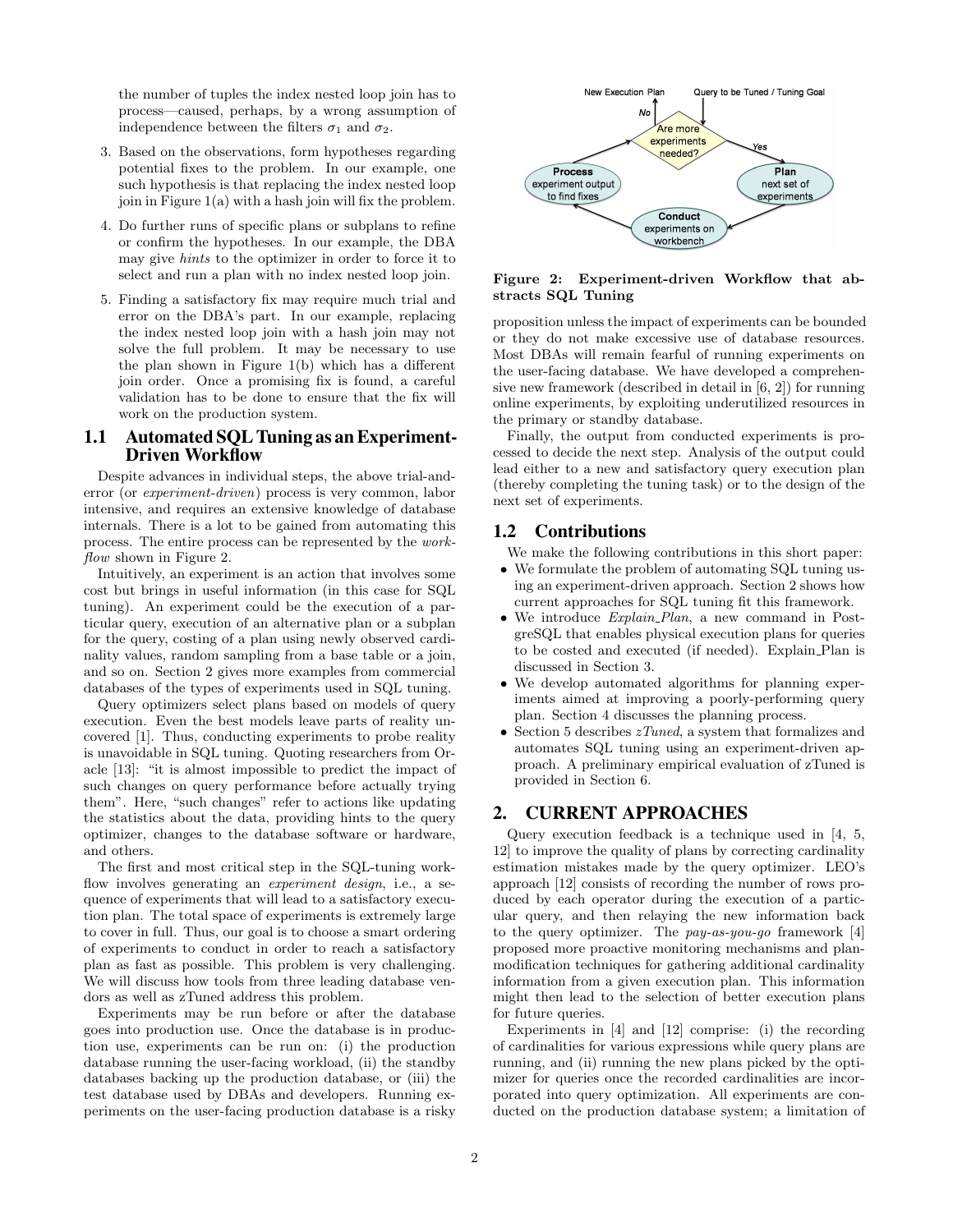the number of tuples the index nested loop join has to process—caused, perhaps, by a wrong assumption of independence between the filters $\sigma_1$ and $\sigma_2$.

3. Based on the observations, form hypotheses regarding potential fixes to the problem. In our example, one such hypothesis is that replacing the index nested loop join in Figure 1(a) with a hash join will fix the problem.
4. Do further runs of specific plans or subplans to refine or confirm the hypotheses. In our example, the DBA may give *hints* to the optimizer in order to force it to select and run a plan with no index nested loop join.
5. Finding a satisfactory fix may require much trial and error on the DBA's part. In our example, replacing the index nested loop join with a hash join may not solve the full problem. It may be necessary to use the plan shown in Figure 1(b) which has a different join order. Once a promising fix is found, a careful validation has to be done to ensure that the fix will work on the production system.

## 1.1 Automated SQL Tuning as an Experiment-Driven Workflow

Despite advances in individual steps, the above trial-and-error (or *experiment-driven*) process is very common, labor intensive, and requires an extensive knowledge of database internals. There is a lot to be gained from automating this process. The entire process can be represented by the *workflow* shown in Figure 2.

Intuitively, an experiment is an action that involves some cost but brings in useful information (in this case for SQL tuning). An experiment could be the execution of a particular query, execution of an alternative plan or a subplan for the query, costing of a plan using newly observed cardinality values, random sampling from a base table or a join, and so on. Section 2 gives more examples from commercial databases of the types of experiments used in SQL tuning.

Query optimizers select plans based on models of query execution. Even the best models leave parts of reality uncovered [1]. Thus, conducting experiments to probe reality is unavoidable in SQL tuning. Quoting researchers from Oracle [13]: "it is almost impossible to predict the impact of such changes on query performance before actually trying them". Here, "such changes" refer to actions like updating the statistics about the data, providing hints to the query optimizer, changes to the database software or hardware, and others.

The first and most critical step in the SQL-tuning workflow involves generating an *experiment design*, i.e., a sequence of experiments that will lead to a satisfactory execution plan. The total space of experiments is extremely large to cover in full. Thus, our goal is to choose a smart ordering of experiments to conduct in order to reach a satisfactory plan as fast as possible. This problem is very challenging. We will discuss how tools from three leading database vendors as well as zTuned address this problem.

Experiments may be run before or after the database goes into production use. Once the database is in production use, experiments can be run on: (i) the production database running the user-facing workload, (ii) the standby databases backing up the production database, or (iii) the test database used by DBAs and developers. Running experiments on the user-facing production database is a risky proposition unless the impact of experiments can be bounded or they do not make excessive use of database resources. Most DBAs will remain fearful of running experiments on the user-facing database. We have developed a comprehensive new framework (described in detail in [6, 2]) for running online experiments, by exploiting underutilized resources in the primary or standby database.

Finally, the output from conducted experiments is processed to decide the next step. Analysis of the output could lead either to a new and satisfactory query execution plan (thereby completing the tuning task) or to the design of the next set of experiments.

**Figure 2: Experiment-driven Workflow that abstracts SQL Tuning**

## 1.2 Contributions

We make the following contributions in this short paper:

- We formulate the problem of automating SQL tuning using an experiment-driven approach. Section 2 shows how current approaches for SQL tuning fit this framework.
- We introduce *Explain_Plan*, a new command in PostgreSQL that enables physical execution plans for queries to be costed and executed (if needed). Explain_Plan is discussed in Section 3.
- We develop automated algorithms for planning experiments aimed at improving a poorly-performing query plan. Section 4 discusses the planning process.
- Section 5 describes *zTuned*, a system that formalizes and automates SQL tuning using an experiment-driven approach. A preliminary empirical evaluation of zTuned is provided in Section 6.

# 2. CURRENT APPROACHES

Query execution feedback is a technique used in [4, 5, 12] to improve the quality of plans by correcting cardinality estimation mistakes made by the query optimizer. LEO's approach [12] consists of recording the number of rows produced by each operator during the execution of a particular query, and then relaying the new information back to the query optimizer. The *pay-as-you-go* framework [4] proposed more proactive monitoring mechanisms and plan-modification techniques for gathering additional cardinality information from a given execution plan. This information might then lead to the selection of better execution plans for future queries.

Experiments in [4] and [12] comprise: (i) the recording of cardinalities for various expressions while query plans are running, and (ii) running the new plans picked by the optimizer for queries once the recorded cardinalities are incorporated into query optimization. All experiments are conducted on the production database system; a limitation of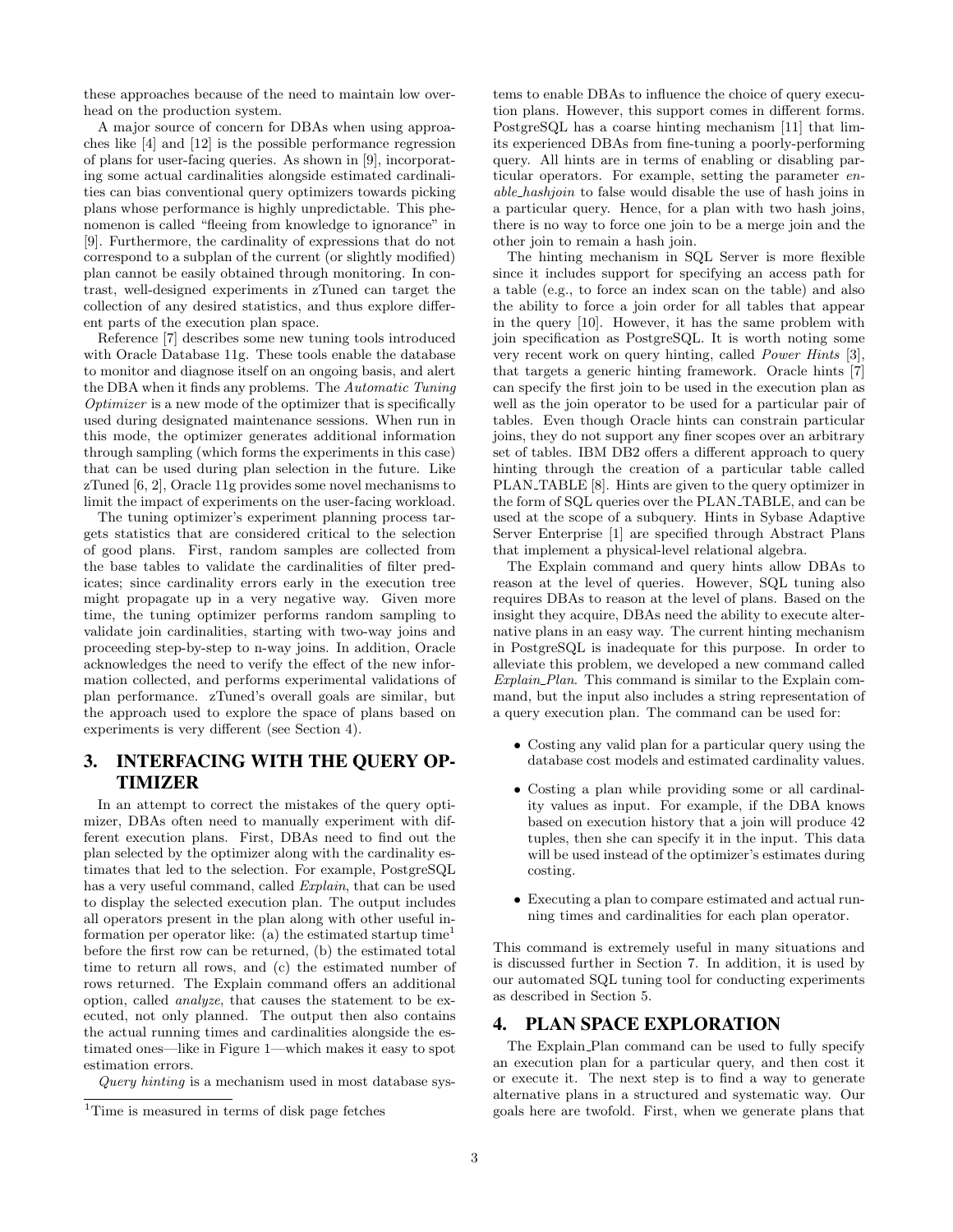these approaches because of the need to maintain low overhead on the production system.

A major source of concern for DBAs when using approaches like [4] and [12] is the possible performance regression of plans for user-facing queries. As shown in [9], incorporating some actual cardinalities alongside estimated cardinalities can bias conventional query optimizers towards picking plans whose performance is highly unpredictable. This phenomenon is called "fleeing from knowledge to ignorance" in [9]. Furthermore, the cardinality of expressions that do not correspond to a subplan of the current (or slightly modified) plan cannot be easily obtained through monitoring. In contrast, well-designed experiments in zTuned can target the collection of any desired statistics, and thus explore different parts of the execution plan space.

Reference [7] describes some new tuning tools introduced with Oracle Database 11g. These tools enable the database to monitor and diagnose itself on an ongoing basis, and alert the DBA when it finds any problems. The *Automatic Tuning Optimizer* is a new mode of the optimizer that is specifically used during designated maintenance sessions. When run in this mode, the optimizer generates additional information through sampling (which forms the experiments in this case) that can be used during plan selection in the future. Like zTuned [6, 2], Oracle 11g provides some novel mechanisms to limit the impact of experiments on the user-facing workload.

The tuning optimizer's experiment planning process targets statistics that are considered critical to the selection of good plans. First, random samples are collected from the base tables to validate the cardinalities of filter predicates; since cardinality errors early in the execution tree might propagate up in a very negative way. Given more time, the tuning optimizer performs random sampling to validate join cardinalities, starting with two-way joins and proceeding step-by-step to n-way joins. In addition, Oracle acknowledges the need to verify the effect of the new information collected, and performs experimental validations of plan performance. zTuned's overall goals are similar, but the approach used to explore the space of plans based on experiments is very different (see Section 4).

## 3. INTERFACING WITH THE QUERY OPTIMIZER

In an attempt to correct the mistakes of the query optimizer, DBAs often need to manually experiment with different execution plans. First, DBAs need to find out the plan selected by the optimizer along with the cardinality estimates that led to the selection. For example, PostgreSQL has a very useful command, called *Explain*, that can be used to display the selected execution plan. The output includes all operators present in the plan along with other useful information per operator like: (a) the estimated startup time[1] before the first row can be returned, (b) the estimated total time to return all rows, and (c) the estimated number of rows returned. The Explain command offers an additional option, called *analyze*, that causes the statement to be executed, not only planned. The output then also contains the actual running times and cardinalities alongside the estimated ones—like in Figure 1—which makes it easy to spot estimation errors.

*Query hinting* is a mechanism used in most database systems to enable DBAs to influence the choice of query execution plans. However, this support comes in different forms. PostgreSQL has a coarse hinting mechanism [11] that limits experienced DBAs from fine-tuning a poorly-performing query. All hints are in terms of enabling or disabling particular operators. For example, setting the parameter *enable_hashjoin* to false would disable the use of hash joins in a particular query. Hence, for a plan with two hash joins, there is no way to force one join to be a merge join and the other join to remain a hash join.

The hinting mechanism in SQL Server is more flexible since it includes support for specifying an access path for a table (e.g., to force an index scan on the table) and also the ability to force a join order for all tables that appear in the query [10]. However, it has the same problem with join specification as PostgreSQL. It is worth noting some very recent work on query hinting, called *Power Hints* [3], that targets a generic hinting framework. Oracle hints [7] can specify the first join to be used in the execution plan as well as the join operator to be used for a particular pair of tables. Even though Oracle hints can constrain particular joins, they do not support any finer scopes over an arbitrary set of tables. IBM DB2 offers a different approach to query hinting through the creation of a particular table called PLAN_TABLE [8]. Hints are given to the query optimizer in the form of SQL queries over the PLAN_TABLE, and can be used at the scope of a subquery. Hints in Sybase Adaptive Server Enterprise [1] are specified through Abstract Plans that implement a physical-level relational algebra.

The Explain command and query hints allow DBAs to reason at the level of queries. However, SQL tuning also requires DBAs to reason at the level of plans. Based on the insight they acquire, DBAs need the ability to execute alternative plans in an easy way. The current hinting mechanism in PostgreSQL is inadequate for this purpose. In order to alleviate this problem, we developed a new command called *Explain_Plan*. This command is similar to the Explain command, but the input also includes a string representation of a query execution plan. The command can be used for:

- Costing any valid plan for a particular query using the database cost models and estimated cardinality values.
- Costing a plan while providing some or all cardinality values as input. For example, if the DBA knows based on execution history that a join will produce 42 tuples, then she can specify it in the input. This data will be used instead of the optimizer's estimates during costing.
- Executing a plan to compare estimated and actual running times and cardinalities for each plan operator.

This command is extremely useful in many situations and is discussed further in Section 7. In addition, it is used by our automated SQL tuning tool for conducting experiments as described in Section 5.

## 4. PLAN SPACE EXPLORATION

The Explain_Plan command can be used to fully specify an execution plan for a particular query, and then cost it or execute it. The next step is to find a way to generate alternative plans in a structured and systematic way. Our goals here are twofold. First, when we generate plans that

[1] Time is measured in terms of disk page fetches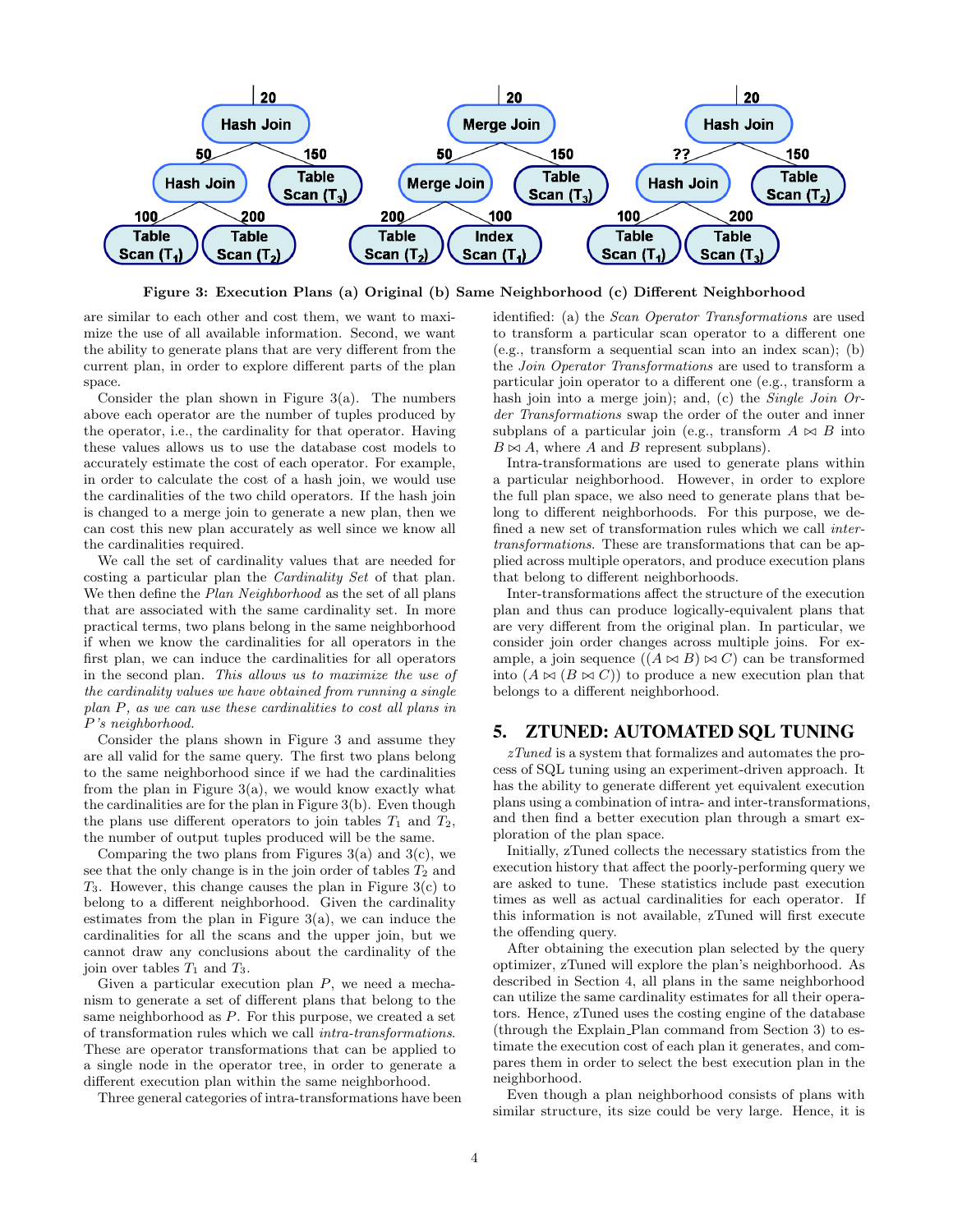**Figure 3: Execution Plans (a) Original (b) Same Neighborhood (c) Different Neighborhood**

are similar to each other and cost them, we want to maximize the use of all available information. Second, we want the ability to generate plans that are very different from the current plan, in order to explore different parts of the plan space.

Consider the plan shown in Figure 3(a). The numbers above each operator are the number of tuples produced by the operator, i.e., the cardinality for that operator. Having these values allows us to use the database cost models to accurately estimate the cost of each operator. For example, in order to calculate the cost of a hash join, we would use the cardinalities of the two child operators. If the hash join is changed to a merge join to generate a new plan, then we can cost this new plan accurately as well since we know all the cardinalities required.

We call the set of cardinality values that are needed for costing a particular plan the *Cardinality Set* of that plan. We then define the *Plan Neighborhood* as the set of all plans that are associated with the same cardinality set. In more practical terms, two plans belong in the same neighborhood if when we know the cardinalities for all operators in the first plan, we can induce the cardinalities for all operators in the second plan. *This allows us to maximize the use of the cardinality values we have obtained from running a single plan P, as we can use these cardinalities to cost all plans in P's neighborhood.*

Consider the plans shown in Figure 3 and assume they are all valid for the same query. The first two plans belong to the same neighborhood since if we had the cardinalities from the plan in Figure 3(a), we would know exactly what the cardinalities are for the plan in Figure 3(b). Even though the plans use different operators to join tables $T_1$ and $T_2$, the number of output tuples produced will be the same.

Comparing the two plans from Figures 3(a) and 3(c), we see that the only change is in the join order of tables $T_2$ and $T_3$. However, this change causes the plan in Figure 3(c) to belong to a different neighborhood. Given the cardinality estimates from the plan in Figure 3(a), we can induce the cardinalities for all the scans and the upper join, but we cannot draw any conclusions about the cardinality of the join over tables $T_1$ and $T_3$.

Given a particular execution plan $P$, we need a mechanism to generate a set of different plans that belong to the same neighborhood as $P$. For this purpose, we created a set of transformation rules which we call *intra-transformations*. These are operator transformations that can be applied to a single node in the operator tree, in order to generate a different execution plan within the same neighborhood.

Three general categories of intra-transformations have been identified: (a) the *Scan Operator Transformations* are used to transform a particular scan operator to a different one (e.g., transform a sequential scan into an index scan); (b) the *Join Operator Transformations* are used to transform a particular join operator to a different one (e.g., transform a hash join into a merge join); and, (c) the *Single Join Order Transformations* swap the order of the outer and inner subplans of a particular join (e.g., transform $A \bowtie B$ into $B \bowtie A$, where $A$ and $B$ represent subplans).

Intra-transformations are used to generate plans within a particular neighborhood. However, in order to explore the full plan space, we also need to generate plans that belong to different neighborhoods. For this purpose, we defined a new set of transformation rules which we call *inter-transformations*. These are transformations that can be applied across multiple operators, and produce execution plans that belong to different neighborhoods.

Inter-transformations affect the structure of the execution plan and thus can produce logically-equivalent plans that are very different from the original plan. In particular, we consider join order changes across multiple joins. For example, a join sequence $((A \bowtie B) \bowtie C)$ can be transformed into $(A \bowtie (B \bowtie C))$ to produce a new execution plan that belongs to a different neighborhood.

## 5. ZTUNED: AUTOMATED SQL TUNING

*zTuned* is a system that formalizes and automates the process of SQL tuning using an experiment-driven approach. It has the ability to generate different yet equivalent execution plans using a combination of intra- and inter-transformations, and then find a better execution plan through a smart exploration of the plan space.

Initially, zTuned collects the necessary statistics from the execution history that affect the poorly-performing query we are asked to tune. These statistics include past execution times as well as actual cardinalities for each operator. If this information is not available, zTuned will first execute the offending query.

After obtaining the execution plan selected by the query optimizer, zTuned will explore the plan's neighborhood. As described in Section 4, all plans in the same neighborhood can utilize the same cardinality estimates for all their operators. Hence, zTuned uses the costing engine of the database (through the Explain_Plan command from Section 3) to estimate the execution cost of each plan it generates, and compares them in order to select the best execution plan in the neighborhood.

Even though a plan neighborhood consists of plans with similar structure, its size could be very large. Hence, it is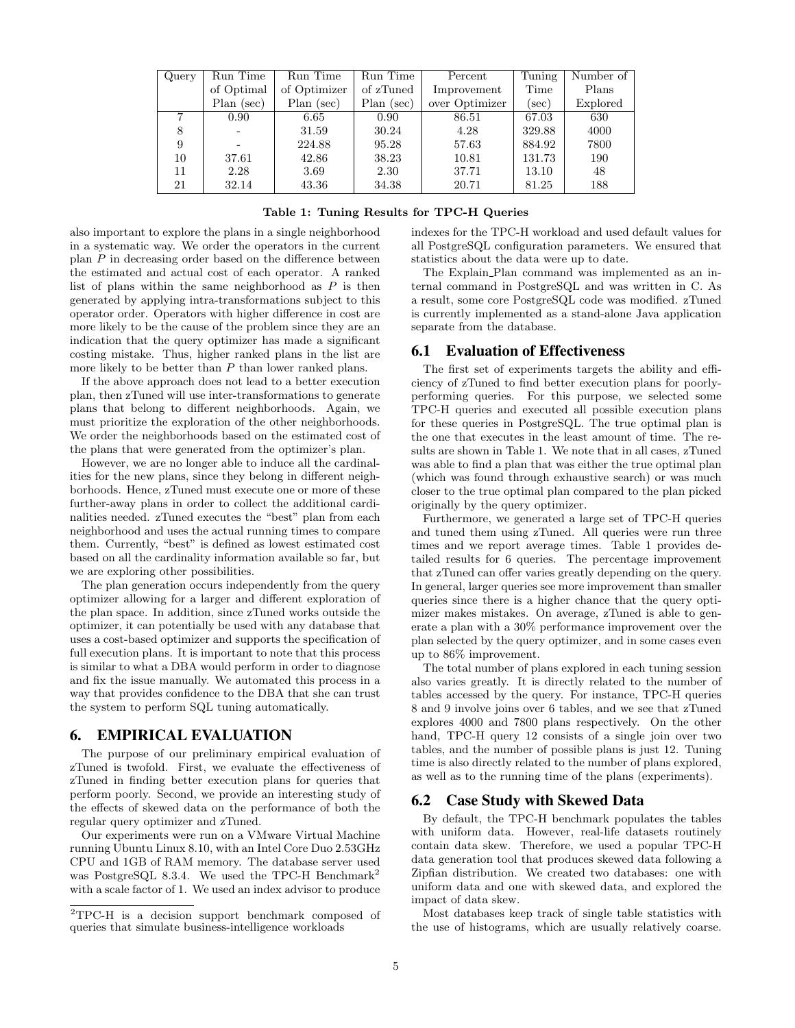| Query | Run Time of Optimal Plan (sec) | Run Time of Optimizer Plan (sec) | Run Time of zTuned Plan (sec) | Percent Improvement over Optimizer | Tuning Time (sec) | Number of Plans Explored |
|---|---|---|---|---|---|---|
| 7 | 0.90 | 6.65 | 0.90 | 86.51 | 67.03 | 630 |
| 8 | - | 31.59 | 30.24 | 4.28 | 329.88 | 4000 |
| 9 | - | 224.88 | 95.28 | 57.63 | 884.92 | 7800 |
| 10 | 37.61 | 42.86 | 38.23 | 10.81 | 131.73 | 190 |
| 11 | 2.28 | 3.69 | 2.30 | 37.71 | 13.10 | 48 |
| 21 | 32.14 | 43.36 | 34.38 | 20.71 | 81.25 | 188 |

**Table 1: Tuning Results for TPC-H Queries**

also important to explore the plans in a single neighborhood in a systematic way. We order the operators in the current plan $P$ in decreasing order based on the difference between the estimated and actual cost of each operator. A ranked list of plans within the same neighborhood as $P$ is then generated by applying intra-transformations subject to this operator order. Operators with higher difference in cost are more likely to be the cause of the problem since they are an indication that the query optimizer has made a significant costing mistake. Thus, higher ranked plans in the list are more likely to be better than $P$ than lower ranked plans.

If the above approach does not lead to a better execution plan, then zTuned will use inter-transformations to generate plans that belong to different neighborhoods. Again, we must prioritize the exploration of the other neighborhoods. We order the neighborhoods based on the estimated cost of the plans that were generated from the optimizer's plan.

However, we are no longer able to induce all the cardinalities for the new plans, since they belong in different neighborhoods. Hence, zTuned must execute one or more of these further-away plans in order to collect the additional cardinalities needed. zTuned executes the "best" plan from each neighborhood and uses the actual running times to compare them. Currently, "best" is defined as lowest estimated cost based on all the cardinality information available so far, but we are exploring other possibilities.

The plan generation occurs independently from the query optimizer allowing for a larger and different exploration of the plan space. In addition, since zTuned works outside the optimizer, it can potentially be used with any database that uses a cost-based optimizer and supports the specification of full execution plans. It is important to note that this process is similar to what a DBA would perform in order to diagnose and fix the issue manually. We automated this process in a way that provides confidence to the DBA that she can trust the system to perform SQL tuning automatically.

## 6. EMPIRICAL EVALUATION

The purpose of our preliminary empirical evaluation of zTuned is twofold. First, we evaluate the effectiveness of zTuned in finding better execution plans for queries that perform poorly. Second, we provide an interesting study of the effects of skewed data on the performance of both the regular query optimizer and zTuned.

Our experiments were run on a VMware Virtual Machine running Ubuntu Linux 8.10, with an Intel Core Duo 2.53GHz CPU and 1GB of RAM memory. The database server used was PostgreSQL 8.3.4. We used the TPC-H Benchmark[2] with a scale factor of 1. We used an index advisor to produce indexes for the TPC-H workload and used default values for all PostgreSQL configuration parameters. We ensured that statistics about the data were up to date.

The Explain_Plan command was implemented as an internal command in PostgreSQL and was written in C. As a result, some core PostgreSQL code was modified. zTuned is currently implemented as a stand-alone Java application separate from the database.

### 6.1 Evaluation of Effectiveness

The first set of experiments targets the ability and efficiency of zTuned to find better execution plans for poorly-performing queries. For this purpose, we selected some TPC-H queries and executed all possible execution plans for these queries in PostgreSQL. The true optimal plan is the one that executes in the least amount of time. The results are shown in Table 1. We note that in all cases, zTuned was able to find a plan that was either the true optimal plan (which was found through exhaustive search) or was much closer to the true optimal plan compared to the plan picked originally by the query optimizer.

Furthermore, we generated a large set of TPC-H queries and tuned them using zTuned. All queries were run three times and we report average times. Table 1 provides detailed results for 6 queries. The percentage improvement that zTuned can offer varies greatly depending on the query. In general, larger queries see more improvement than smaller queries since there is a higher chance that the query optimizer makes mistakes. On average, zTuned is able to generate a plan with a 30% performance improvement over the plan selected by the query optimizer, and in some cases even up to 86% improvement.

The total number of plans explored in each tuning session also varies greatly. It is directly related to the number of tables accessed by the query. For instance, TPC-H queries 8 and 9 involve joins over 6 tables, and we see that zTuned explores 4000 and 7800 plans respectively. On the other hand, TPC-H query 12 consists of a single join over two tables, and the number of possible plans is just 12. Tuning time is also directly related to the number of plans explored, as well as to the running time of the plans (experiments).

### 6.2 Case Study with Skewed Data

By default, the TPC-H benchmark populates the tables with uniform data. However, real-life datasets routinely contain data skew. Therefore, we used a popular TPC-H data generation tool that produces skewed data following a Zipfian distribution. We created two databases: one with uniform data and one with skewed data, and explored the impact of data skew.

Most databases keep track of single table statistics with the use of histograms, which are usually relatively coarse.

[2]TPC-H is a decision support benchmark composed of queries that simulate business-intelligence workloads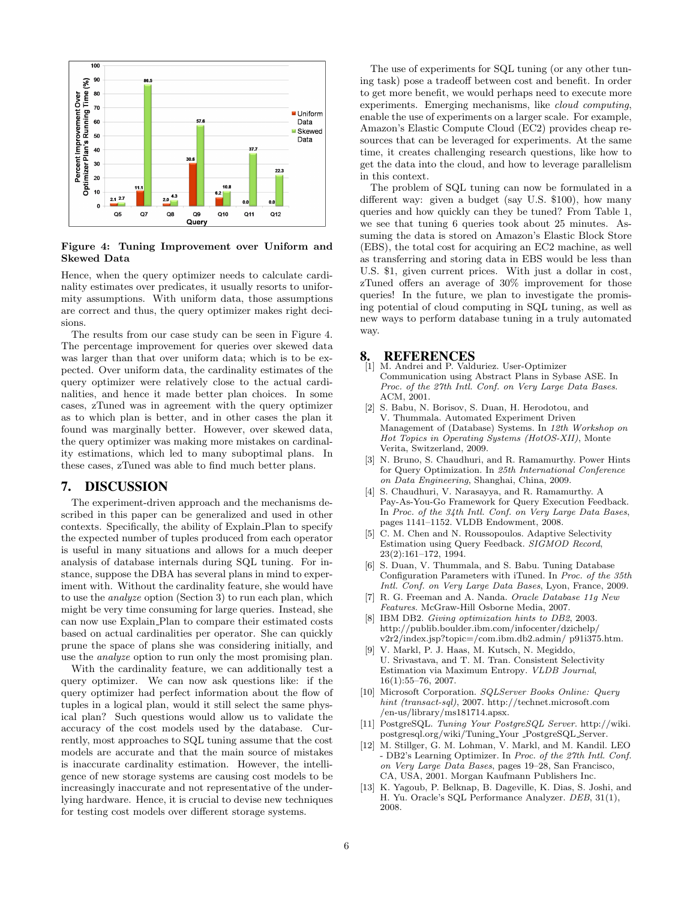100
90
80
70
60
50
40
30
20
10
0

Percent Improvement Over Optimizer Plan's Running Time (%)

2.1 2.7
11.1 86.5
2.0 4.3
30.6 57.6
6.2 10.8
0.0 37.7
0.0 22.3

Q5 Q7 Q8 Q9 Q10 Q11 Q12

Query

Uniform Data
Skewed Data

**Figure 4: Tuning Improvement over Uniform and Skewed Data**

Hence, when the query optimizer needs to calculate cardinality estimates over predicates, it usually resorts to uniformity assumptions. With uniform data, those assumptions are correct and thus, the query optimizer makes right decisions.

The results from our case study can be seen in Figure 4. The percentage improvement for queries over skewed data was larger than that over uniform data; which is to be expected. Over uniform data, the cardinality estimates of the query optimizer were relatively close to the actual cardinalities, and hence it made better plan choices. In some cases, zTuned was in agreement with the query optimizer as to which plan is better, and in other cases the plan it found was marginally better. However, over skewed data, the query optimizer was making more mistakes on cardinality estimations, which led to many suboptimal plans. In these cases, zTuned was able to find much better plans.

## 7. DISCUSSION

The experiment-driven approach and the mechanisms described in this paper can be generalized and used in other contexts. Specifically, the ability of Explain_Plan to specify the expected number of tuples produced from each operator is useful in many situations and allows for a much deeper analysis of database internals during SQL tuning. For instance, suppose the DBA has several plans in mind to experiment with. Without the cardinality feature, she would have to use the *analyze* option (Section 3) to run each plan, which might be very time consuming for large queries. Instead, she can now use Explain_Plan to compare their estimated costs based on actual cardinalities per operator. She can quickly prune the space of plans she was considering initially, and use the *analyze* option to run only the most promising plan.

With the cardinality feature, we can additionally test a query optimizer. We can now ask questions like: if the query optimizer had perfect information about the flow of tuples in a logical plan, would it still select the same physical plan? Such questions would allow us to validate the accuracy of the cost models used by the database. Currently, most approaches to SQL tuning assume that the cost models are accurate and that the main source of mistakes is inaccurate cardinality estimation. However, the intelligence of new storage systems are causing cost models to be increasingly inaccurate and not representative of the underlying hardware. Hence, it is crucial to devise new techniques for testing cost models over different storage systems.

The use of experiments for SQL tuning (or any other tuning task) pose a tradeoff between cost and benefit. In order to get more benefit, we would perhaps need to execute more experiments. Emerging mechanisms, like *cloud computing*, enable the use of experiments on a larger scale. For example, Amazon's Elastic Compute Cloud (EC2) provides cheap resources that can be leveraged for experiments. At the same time, it creates challenging research questions, like how to get the data into the cloud, and how to leverage parallelism in this context.

The problem of SQL tuning can now be formulated in a different way: given a budget (say U.S. $100), how many queries and how quickly can they be tuned? From Table 1, we see that tuning 6 queries took about 25 minutes. Assuming the data is stored on Amazon's Elastic Block Store (EBS), the total cost for acquiring an EC2 machine, as well as transferring and storing data in EBS would be less than U.S. $1, given current prices. With just a dollar in cost, zTuned offers an average of 30% improvement for those queries! In the future, we plan to investigate the promising potential of cloud computing in SQL tuning, as well as new ways to perform database tuning in a truly automated way.

## 8. REFERENCES

[1] M. Andrei and P. Valduriez. User-Optimizer Communication using Abstract Plans in Sybase ASE. In *Proc. of the 27th Intl. Conf. on Very Large Data Bases*. ACM, 2001.

[2] S. Babu, N. Borisov, S. Duan, H. Herodotou, and V. Thummala. Automated Experiment Driven Management of (Database) Systems. In *12th Workshop on Hot Topics in Operating Systems (HotOS-XII)*, Monte Verita, Switzerland, 2009.

[3] N. Bruno, S. Chaudhuri, and R. Ramamurthy. Power Hints for Query Optimization. In *25th International Conference on Data Engineering*, Shanghai, China, 2009.

[4] S. Chaudhuri, V. Narasayya, and R. Ramamurthy. A Pay-As-You-Go Framework for Query Execution Feedback. In *Proc. of the 34th Intl. Conf. on Very Large Data Bases*, pages 1141–1152. VLDB Endowment, 2008.

[5] C. M. Chen and N. Roussopoulos. Adaptive Selectivity Estimation using Query Feedback. *SIGMOD Record*, 23(2):161–172, 1994.

[6] S. Duan, V. Thummala, and S. Babu. Tuning Database Configuration Parameters with iTuned. In *Proc. of the 35th Intl. Conf. on Very Large Data Bases*, Lyon, France, 2009.

[7] R. G. Freeman and A. Nanda. *Oracle Database 11g New Features*. McGraw-Hill Osborne Media, 2007.

[8] IBM DB2. *Giving optimization hints to DB2*, 2003. http://publib.boulder.ibm.com/infocenter/dzichelp/v2r2/index.jsp?topic=/com.ibm.db2.admin/ p91i375.htm.

[9] V. Markl, P. J. Haas, M. Kutsch, N. Megiddo, U. Srivastava, and T. M. Tran. Consistent Selectivity Estimation via Maximum Entropy. *VLDB Journal*, 16(1):55–76, 2007.

[10] Microsoft Corporation. *SQLServer Books Online: Query hint (transact-sql)*, 2007. http://technet.microsoft.com /en-us/library/ms181714.apsx.

[11] PostgreSQL. *Tuning Your PostgreSQL Server*. http://wiki.postgresql.org/wiki/Tuning_Your _PostgreSQL_Server.

[12] M. Stillger, G. M. Lohman, V. Markl, and M. Kandil. LEO - DB2's Learning Optimizer. In *Proc. of the 27th Intl. Conf. on Very Large Data Bases*, pages 19–28, San Francisco, CA, USA, 2001. Morgan Kaufmann Publishers Inc.

[13] K. Yagoub, P. Belknap, B. Dageville, K. Dias, S. Joshi, and H. Yu. Oracle's SQL Performance Analyzer. *DEB*, 31(1), 2008.